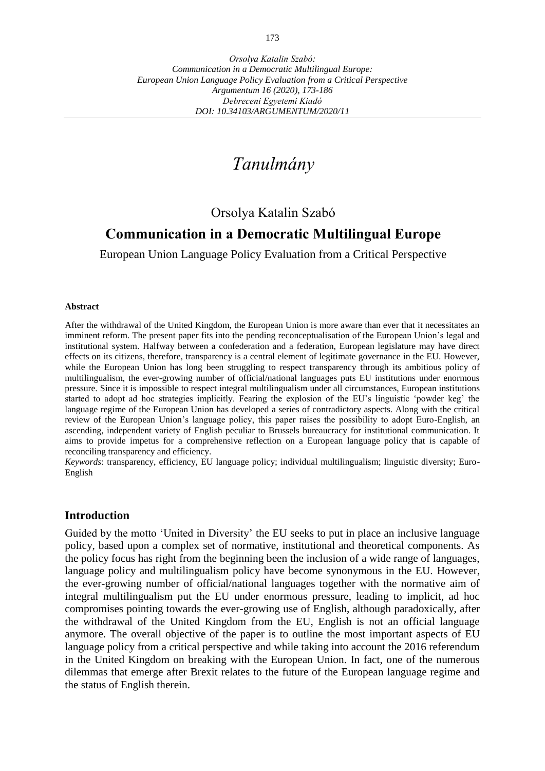*Orsolya Katalin Szabó:*
*Communication in a Democratic Multilingual Europe:*
*European Union Language Policy Evaluation from a Critical Perspective*
*Argumentum 16 (2020), 173-186*
*Debreceni Egyetemi Kiadó*
*DOI: 10.34103/ARGUMENTUM/2020/11*

# *Tanulmány*

Orsolya Katalin Szabó

## Communication in a Democratic Multilingual Europe

European Union Language Policy Evaluation from a Critical Perspective

**Abstract**

After the withdrawal of the United Kingdom, the European Union is more aware than ever that it necessitates an imminent reform. The present paper fits into the pending reconceptualisation of the European Union's legal and institutional system. Halfway between a confederation and a federation, European legislature may have direct effects on its citizens, therefore, transparency is a central element of legitimate governance in the EU. However, while the European Union has long been struggling to respect transparency through its ambitious policy of multilingualism, the ever-growing number of official/national languages puts EU institutions under enormous pressure. Since it is impossible to respect integral multilingualism under all circumstances, European institutions started to adopt ad hoc strategies implicitly. Fearing the explosion of the EU's linguistic 'powder keg' the language regime of the European Union has developed a series of contradictory aspects. Along with the critical review of the European Union's language policy, this paper raises the possibility to adopt Euro-English, an ascending, independent variety of English peculiar to Brussels bureaucracy for institutional communication. It aims to provide impetus for a comprehensive reflection on a European language policy that is capable of reconciling transparency and efficiency.

*Keywords*: transparency, efficiency, EU language policy; individual multilingualism; linguistic diversity; Euro-English

### Introduction

Guided by the motto 'United in Diversity' the EU seeks to put in place an inclusive language policy, based upon a complex set of normative, institutional and theoretical components. As the policy focus has right from the beginning been the inclusion of a wide range of languages, language policy and multilingualism policy have become synonymous in the EU. However, the ever-growing number of official/national languages together with the normative aim of integral multilingualism put the EU under enormous pressure, leading to implicit, ad hoc compromises pointing towards the ever-growing use of English, although paradoxically, after the withdrawal of the United Kingdom from the EU, English is not an official language anymore. The overall objective of the paper is to outline the most important aspects of EU language policy from a critical perspective and while taking into account the 2016 referendum in the United Kingdom on breaking with the European Union. In fact, one of the numerous dilemmas that emerge after Brexit relates to the future of the European language regime and the status of English therein.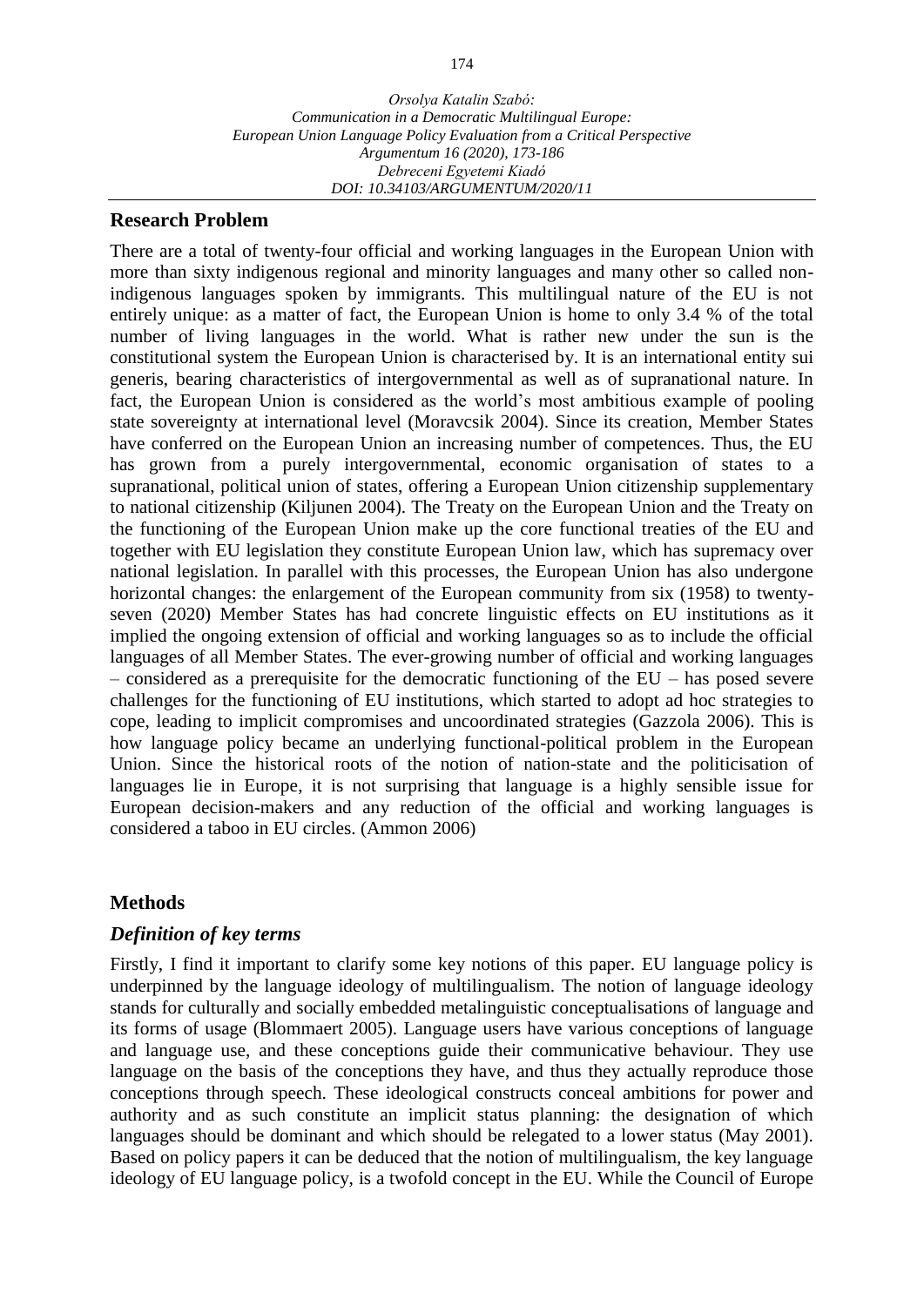## Research Problem

There are a total of twenty-four official and working languages in the European Union with more than sixty indigenous regional and minority languages and many other so called non-indigenous languages spoken by immigrants. This multilingual nature of the EU is not entirely unique: as a matter of fact, the European Union is home to only 3.4 % of the total number of living languages in the world. What is rather new under the sun is the constitutional system the European Union is characterised by. It is an international entity sui generis, bearing characteristics of intergovernmental as well as of supranational nature. In fact, the European Union is considered as the world's most ambitious example of pooling state sovereignty at international level (Moravcsik 2004). Since its creation, Member States have conferred on the European Union an increasing number of competences. Thus, the EU has grown from a purely intergovernmental, economic organisation of states to a supranational, political union of states, offering a European Union citizenship supplementary to national citizenship (Kiljunen 2004). The Treaty on the European Union and the Treaty on the functioning of the European Union make up the core functional treaties of the EU and together with EU legislation they constitute European Union law, which has supremacy over national legislation. In parallel with this processes, the European Union has also undergone horizontal changes: the enlargement of the European community from six (1958) to twenty-seven (2020) Member States has had concrete linguistic effects on EU institutions as it implied the ongoing extension of official and working languages so as to include the official languages of all Member States. The ever-growing number of official and working languages – considered as a prerequisite for the democratic functioning of the EU – has posed severe challenges for the functioning of EU institutions, which started to adopt ad hoc strategies to cope, leading to implicit compromises and uncoordinated strategies (Gazzola 2006). This is how language policy became an underlying functional-political problem in the European Union. Since the historical roots of the notion of nation-state and the politicisation of languages lie in Europe, it is not surprising that language is a highly sensible issue for European decision-makers and any reduction of the official and working languages is considered a taboo in EU circles. (Ammon 2006)

## Methods

### *Definition of key terms*

Firstly, I find it important to clarify some key notions of this paper. EU language policy is underpinned by the language ideology of multilingualism. The notion of language ideology stands for culturally and socially embedded metalinguistic conceptualisations of language and its forms of usage (Blommaert 2005). Language users have various conceptions of language and language use, and these conceptions guide their communicative behaviour. They use language on the basis of the conceptions they have, and thus they actually reproduce those conceptions through speech. These ideological constructs conceal ambitions for power and authority and as such constitute an implicit status planning: the designation of which languages should be dominant and which should be relegated to a lower status (May 2001). Based on policy papers it can be deduced that the notion of multilingualism, the key language ideology of EU language policy, is a twofold concept in the EU. While the Council of Europe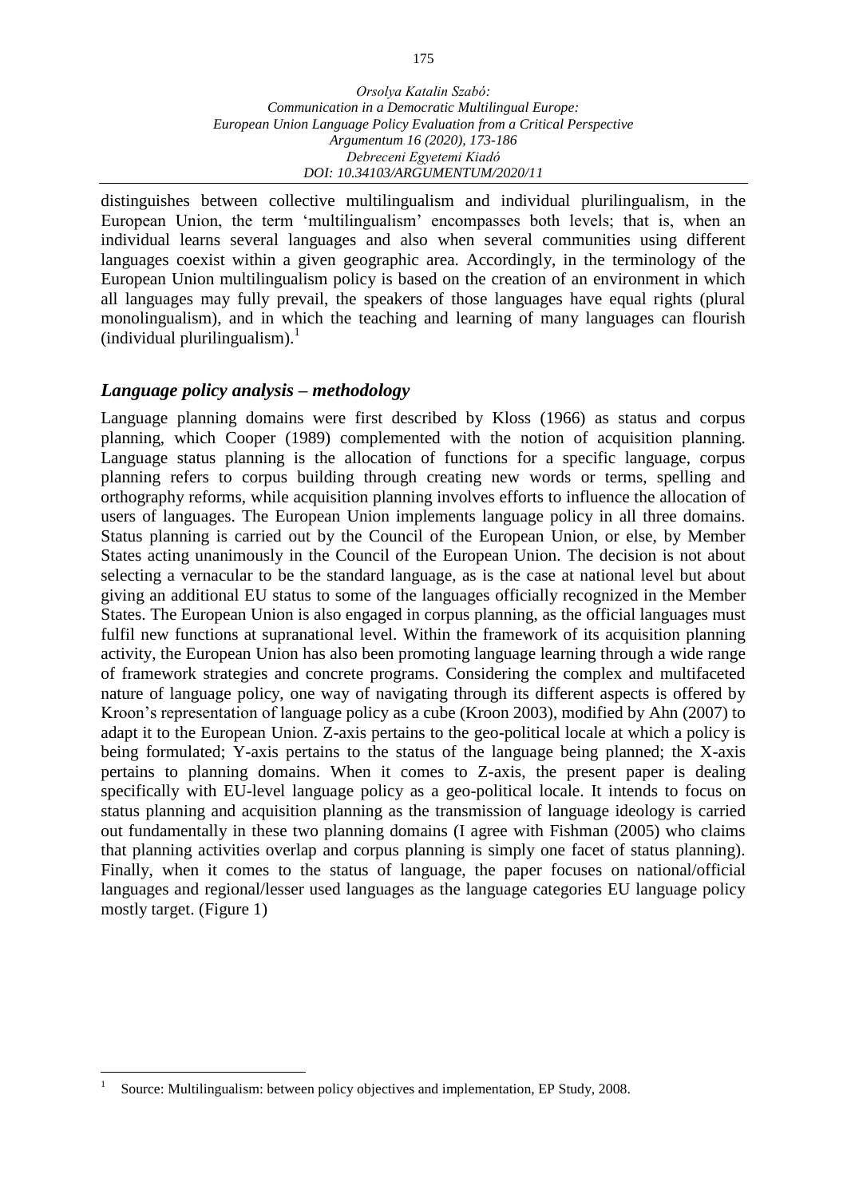distinguishes between collective multilingualism and individual plurilingualism, in the European Union, the term 'multilingualism' encompasses both levels; that is, when an individual learns several languages and also when several communities using different languages coexist within a given geographic area. Accordingly, in the terminology of the European Union multilingualism policy is based on the creation of an environment in which all languages may fully prevail, the speakers of those languages have equal rights (plural monolingualism), and in which the teaching and learning of many languages can flourish (individual plurilingualism).[1]

## *Language policy analysis – methodology*

Language planning domains were first described by Kloss (1966) as status and corpus planning, which Cooper (1989) complemented with the notion of acquisition planning. Language status planning is the allocation of functions for a specific language, corpus planning refers to corpus building through creating new words or terms, spelling and orthography reforms, while acquisition planning involves efforts to influence the allocation of users of languages. The European Union implements language policy in all three domains. Status planning is carried out by the Council of the European Union, or else, by Member States acting unanimously in the Council of the European Union. The decision is not about selecting a vernacular to be the standard language, as is the case at national level but about giving an additional EU status to some of the languages officially recognized in the Member States. The European Union is also engaged in corpus planning, as the official languages must fulfil new functions at supranational level. Within the framework of its acquisition planning activity, the European Union has also been promoting language learning through a wide range of framework strategies and concrete programs. Considering the complex and multifaceted nature of language policy, one way of navigating through its different aspects is offered by Kroon's representation of language policy as a cube (Kroon 2003), modified by Ahn (2007) to adapt it to the European Union. Z-axis pertains to the geo-political locale at which a policy is being formulated; Y-axis pertains to the status of the language being planned; the X-axis pertains to planning domains. When it comes to Z-axis, the present paper is dealing specifically with EU-level language policy as a geo-political locale. It intends to focus on status planning and acquisition planning as the transmission of language ideology is carried out fundamentally in these two planning domains (I agree with Fishman (2005) who claims that planning activities overlap and corpus planning is simply one facet of status planning). Finally, when it comes to the status of language, the paper focuses on national/official languages and regional/lesser used languages as the language categories EU language policy mostly target. (Figure 1)

---

[1] Source: Multilingualism: between policy objectives and implementation, EP Study, 2008.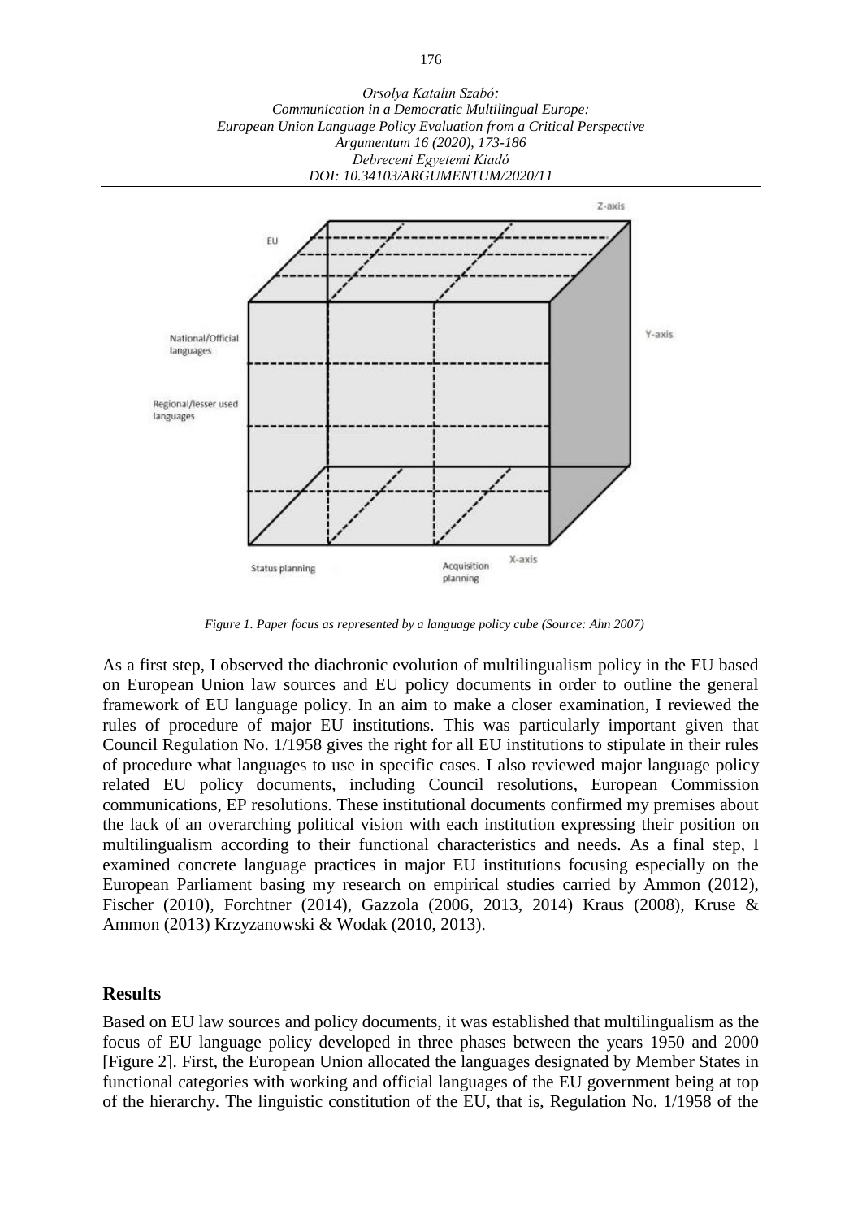Figure 1. Paper focus as represented by a language policy cube (Source: Ahn 2007)

As a first step, I observed the diachronic evolution of multilingualism policy in the EU based on European Union law sources and EU policy documents in order to outline the general framework of EU language policy. In an aim to make a closer examination, I reviewed the rules of procedure of major EU institutions. This was particularly important given that Council Regulation No. 1/1958 gives the right for all EU institutions to stipulate in their rules of procedure what languages to use in specific cases. I also reviewed major language policy related EU policy documents, including Council resolutions, European Commission communications, EP resolutions. These institutional documents confirmed my premises about the lack of an overarching political vision with each institution expressing their position on multilingualism according to their functional characteristics and needs. As a final step, I examined concrete language practices in major EU institutions focusing especially on the European Parliament basing my research on empirical studies carried by Ammon (2012), Fischer (2010), Forchtner (2014), Gazzola (2006, 2013, 2014) Kraus (2008), Kruse & Ammon (2013) Krzyzanowski & Wodak (2010, 2013).

## Results

Based on EU law sources and policy documents, it was established that multilingualism as the focus of EU language policy developed in three phases between the years 1950 and 2000 [Figure 2]. First, the European Union allocated the languages designated by Member States in functional categories with working and official languages of the EU government being at top of the hierarchy. The linguistic constitution of the EU, that is, Regulation No. 1/1958 of the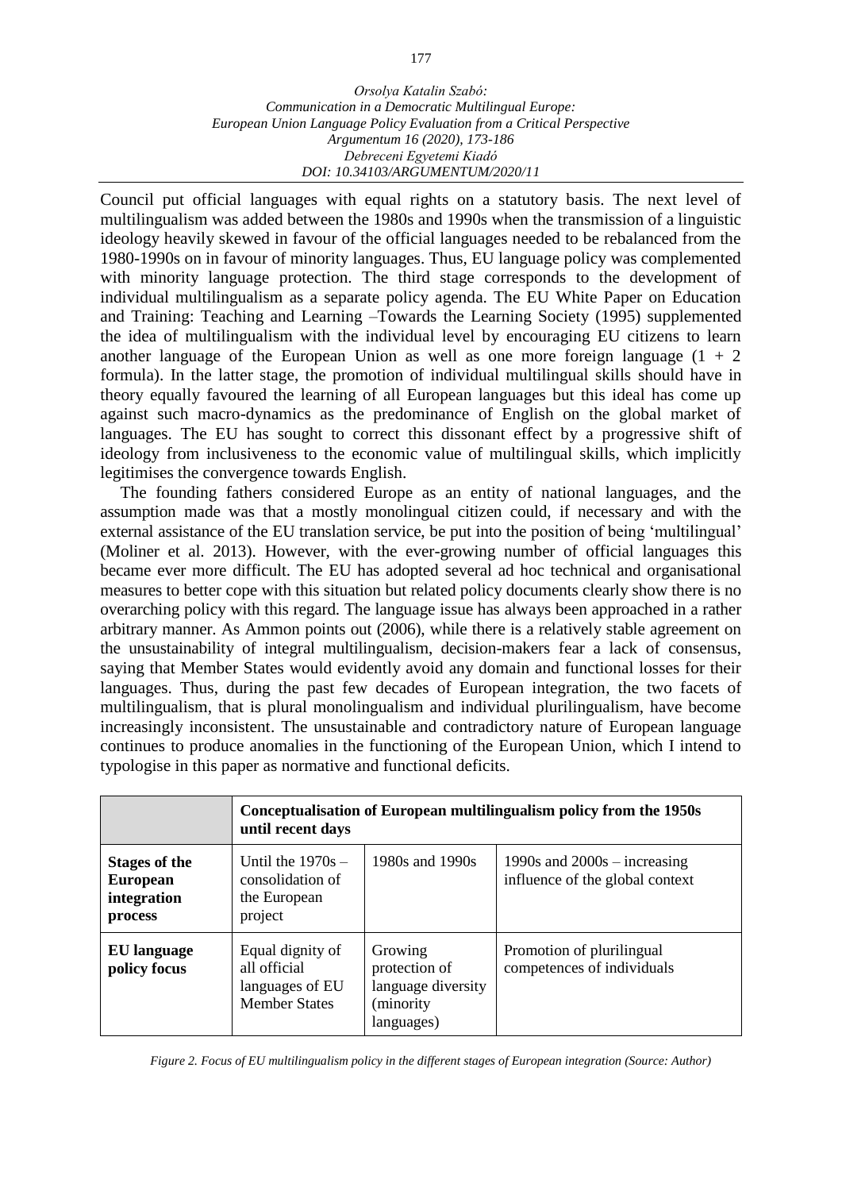Council put official languages with equal rights on a statutory basis. The next level of multilingualism was added between the 1980s and 1990s when the transmission of a linguistic ideology heavily skewed in favour of the official languages needed to be rebalanced from the 1980-1990s on in favour of minority languages. Thus, EU language policy was complemented with minority language protection. The third stage corresponds to the development of individual multilingualism as a separate policy agenda. The EU White Paper on Education and Training: Teaching and Learning –Towards the Learning Society (1995) supplemented the idea of multilingualism with the individual level by encouraging EU citizens to learn another language of the European Union as well as one more foreign language (1 + 2 formula). In the latter stage, the promotion of individual multilingual skills should have in theory equally favoured the learning of all European languages but this ideal has come up against such macro-dynamics as the predominance of English on the global market of languages. The EU has sought to correct this dissonant effect by a progressive shift of ideology from inclusiveness to the economic value of multilingual skills, which implicitly legitimises the convergence towards English.

The founding fathers considered Europe as an entity of national languages, and the assumption made was that a mostly monolingual citizen could, if necessary and with the external assistance of the EU translation service, be put into the position of being 'multilingual' (Moliner et al. 2013). However, with the ever-growing number of official languages this became ever more difficult. The EU has adopted several ad hoc technical and organisational measures to better cope with this situation but related policy documents clearly show there is no overarching policy with this regard. The language issue has always been approached in a rather arbitrary manner. As Ammon points out (2006), while there is a relatively stable agreement on the unsustainability of integral multilingualism, decision-makers fear a lack of consensus, saying that Member States would evidently avoid any domain and functional losses for their languages. Thus, during the past few decades of European integration, the two facets of multilingualism, that is plural monolingualism and individual plurilingualism, have become increasingly inconsistent. The unsustainable and contradictory nature of European language continues to produce anomalies in the functioning of the European Union, which I intend to typologise in this paper as normative and functional deficits.

| | **Conceptualisation of European multilingualism policy from the 1950s until recent days** | | |
|---|---|---|---|
| **Stages of the European integration process** | Until the 1970s – consolidation of the European project | 1980s and 1990s | 1990s and 2000s – increasing influence of the global context |
| **EU language policy focus** | Equal dignity of all official languages of EU Member States | Growing protection of language diversity (minority languages) | Promotion of plurilingual competences of individuals |

*Figure 2. Focus of EU multilingualism policy in the different stages of European integration (Source: Author)*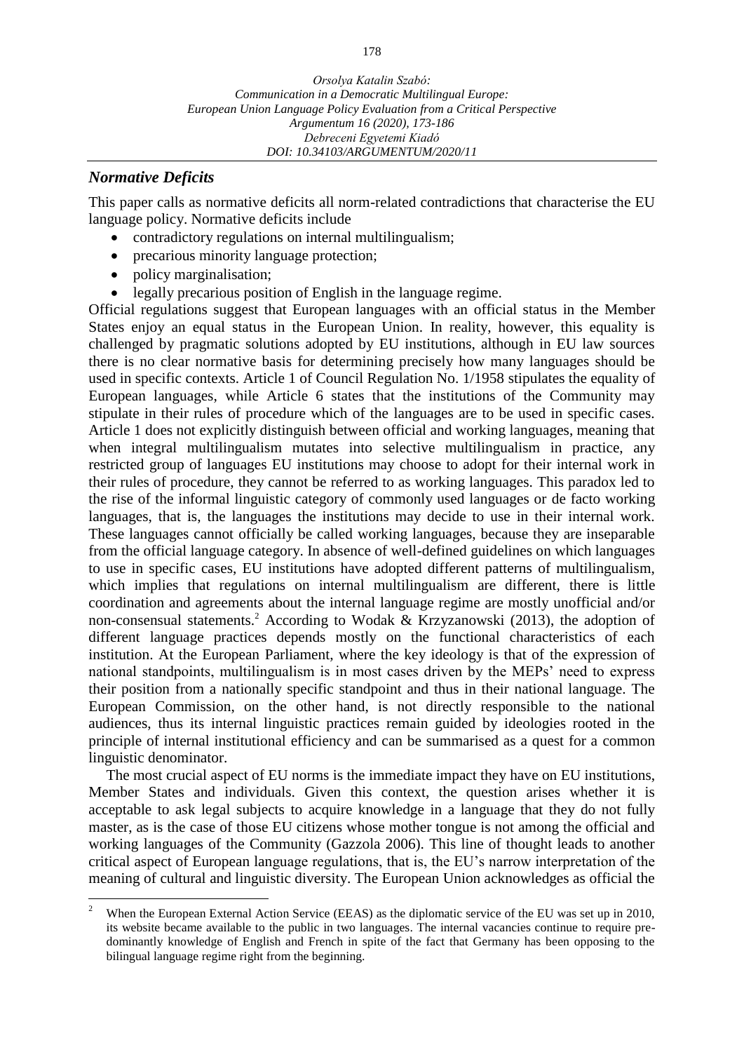## *Normative Deficits*

This paper calls as normative deficits all norm-related contradictions that characterise the EU language policy. Normative deficits include

- contradictory regulations on internal multilingualism;
- precarious minority language protection;
- policy marginalisation;
- legally precarious position of English in the language regime.

Official regulations suggest that European languages with an official status in the Member States enjoy an equal status in the European Union. In reality, however, this equality is challenged by pragmatic solutions adopted by EU institutions, although in EU law sources there is no clear normative basis for determining precisely how many languages should be used in specific contexts. Article 1 of Council Regulation No. 1/1958 stipulates the equality of European languages, while Article 6 states that the institutions of the Community may stipulate in their rules of procedure which of the languages are to be used in specific cases. Article 1 does not explicitly distinguish between official and working languages, meaning that when integral multilingualism mutates into selective multilingualism in practice, any restricted group of languages EU institutions may choose to adopt for their internal work in their rules of procedure, they cannot be referred to as working languages. This paradox led to the rise of the informal linguistic category of commonly used languages or de facto working languages, that is, the languages the institutions may decide to use in their internal work. These languages cannot officially be called working languages, because they are inseparable from the official language category. In absence of well-defined guidelines on which languages to use in specific cases, EU institutions have adopted different patterns of multilingualism, which implies that regulations on internal multilingualism are different, there is little coordination and agreements about the internal language regime are mostly unofficial and/or non-consensual statements.[2] According to Wodak & Krzyzanowski (2013), the adoption of different language practices depends mostly on the functional characteristics of each institution. At the European Parliament, where the key ideology is that of the expression of national standpoints, multilingualism is in most cases driven by the MEPs' need to express their position from a nationally specific standpoint and thus in their national language. The European Commission, on the other hand, is not directly responsible to the national audiences, thus its internal linguistic practices remain guided by ideologies rooted in the principle of internal institutional efficiency and can be summarised as a quest for a common linguistic denominator.

The most crucial aspect of EU norms is the immediate impact they have on EU institutions, Member States and individuals. Given this context, the question arises whether it is acceptable to ask legal subjects to acquire knowledge in a language that they do not fully master, as is the case of those EU citizens whose mother tongue is not among the official and working languages of the Community (Gazzola 2006). This line of thought leads to another critical aspect of European language regulations, that is, the EU's narrow interpretation of the meaning of cultural and linguistic diversity. The European Union acknowledges as official the

---

[2] When the European External Action Service (EEAS) as the diplomatic service of the EU was set up in 2010, its website became available to the public in two languages. The internal vacancies continue to require predominantly knowledge of English and French in spite of the fact that Germany has been opposing to the bilingual language regime right from the beginning.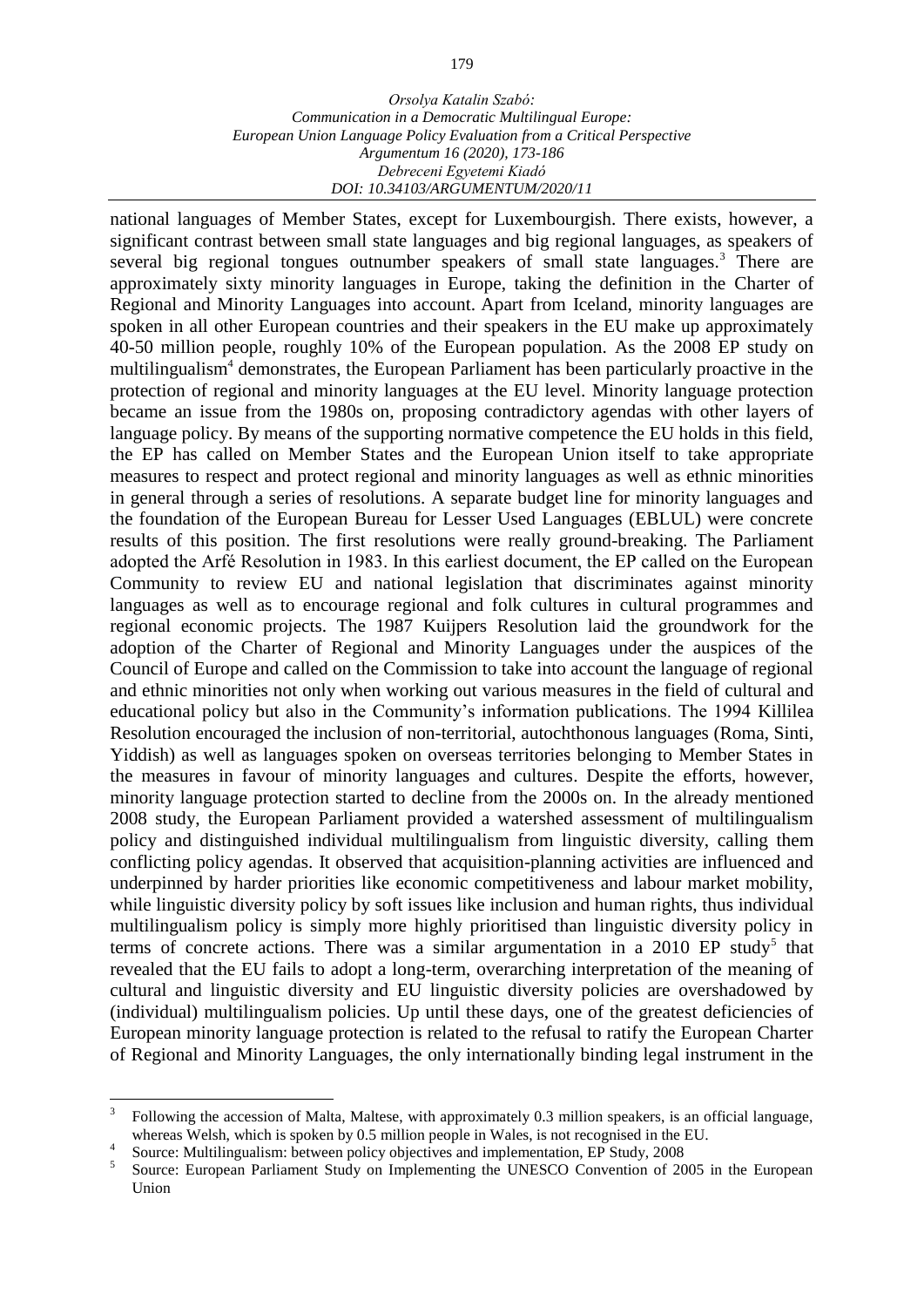national languages of Member States, except for Luxembourgish. There exists, however, a significant contrast between small state languages and big regional languages, as speakers of several big regional tongues outnumber speakers of small state languages.[3] There are approximately sixty minority languages in Europe, taking the definition in the Charter of Regional and Minority Languages into account. Apart from Iceland, minority languages are spoken in all other European countries and their speakers in the EU make up approximately 40-50 million people, roughly 10% of the European population. As the 2008 EP study on multilingualism[4] demonstrates, the European Parliament has been particularly proactive in the protection of regional and minority languages at the EU level. Minority language protection became an issue from the 1980s on, proposing contradictory agendas with other layers of language policy. By means of the supporting normative competence the EU holds in this field, the EP has called on Member States and the European Union itself to take appropriate measures to respect and protect regional and minority languages as well as ethnic minorities in general through a series of resolutions. A separate budget line for minority languages and the foundation of the European Bureau for Lesser Used Languages (EBLUL) were concrete results of this position. The first resolutions were really ground-breaking. The Parliament adopted the Arfé Resolution in 1983. In this earliest document, the EP called on the European Community to review EU and national legislation that discriminates against minority languages as well as to encourage regional and folk cultures in cultural programmes and regional economic projects. The 1987 Kuijpers Resolution laid the groundwork for the adoption of the Charter of Regional and Minority Languages under the auspices of the Council of Europe and called on the Commission to take into account the language of regional and ethnic minorities not only when working out various measures in the field of cultural and educational policy but also in the Community's information publications. The 1994 Killilea Resolution encouraged the inclusion of non-territorial, autochthonous languages (Roma, Sinti, Yiddish) as well as languages spoken on overseas territories belonging to Member States in the measures in favour of minority languages and cultures. Despite the efforts, however, minority language protection started to decline from the 2000s on. In the already mentioned 2008 study, the European Parliament provided a watershed assessment of multilingualism policy and distinguished individual multilingualism from linguistic diversity, calling them conflicting policy agendas. It observed that acquisition-planning activities are influenced and underpinned by harder priorities like economic competitiveness and labour market mobility, while linguistic diversity policy by soft issues like inclusion and human rights, thus individual multilingualism policy is simply more highly prioritised than linguistic diversity policy in terms of concrete actions. There was a similar argumentation in a 2010 EP study[5] that revealed that the EU fails to adopt a long-term, overarching interpretation of the meaning of cultural and linguistic diversity and EU linguistic diversity policies are overshadowed by (individual) multilingualism policies. Up until these days, one of the greatest deficiencies of European minority language protection is related to the refusal to ratify the European Charter of Regional and Minority Languages, the only internationally binding legal instrument in the

---

[3] Following the accession of Malta, Maltese, with approximately 0.3 million speakers, is an official language, whereas Welsh, which is spoken by 0.5 million people in Wales, is not recognised in the EU.

[4] Source: Multilingualism: between policy objectives and implementation, EP Study, 2008

[5] Source: European Parliament Study on Implementing the UNESCO Convention of 2005 in the European Union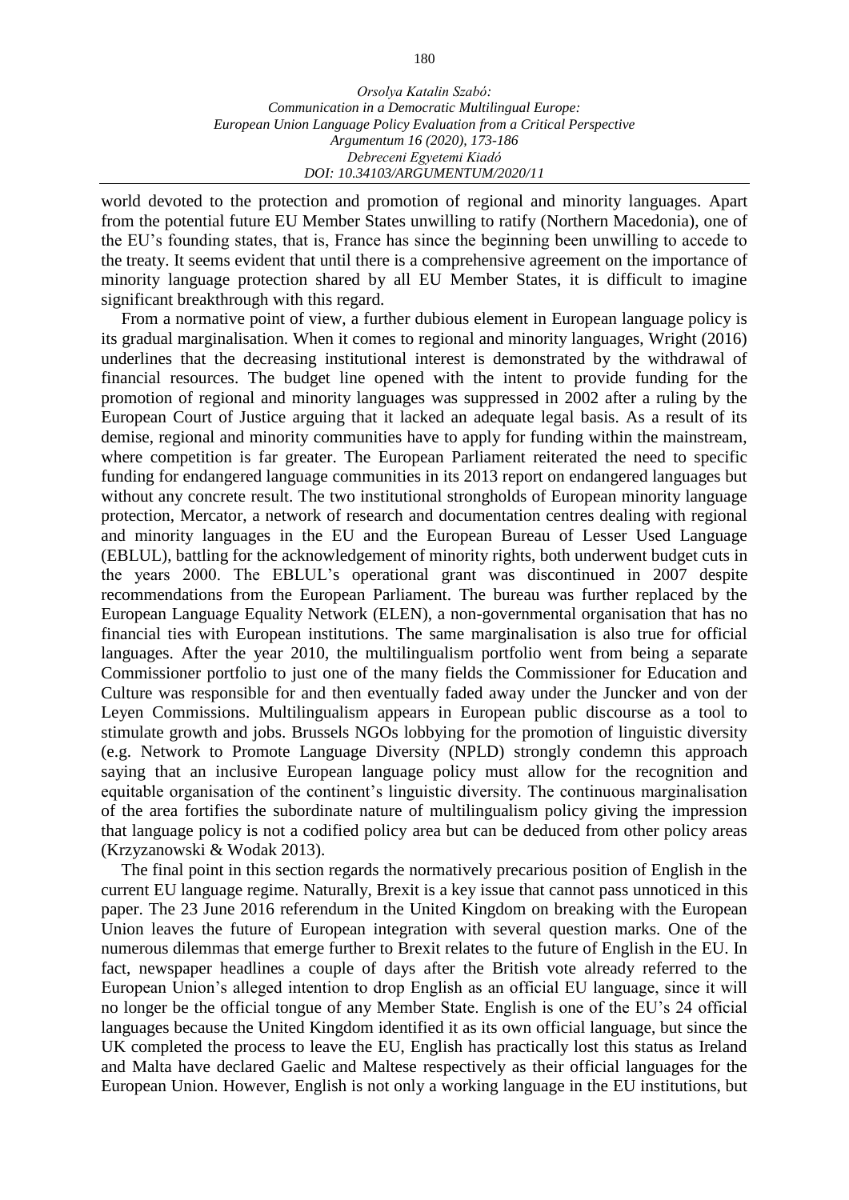world devoted to the protection and promotion of regional and minority languages. Apart from the potential future EU Member States unwilling to ratify (Northern Macedonia), one of the EU's founding states, that is, France has since the beginning been unwilling to accede to the treaty. It seems evident that until there is a comprehensive agreement on the importance of minority language protection shared by all EU Member States, it is difficult to imagine significant breakthrough with this regard.

From a normative point of view, a further dubious element in European language policy is its gradual marginalisation. When it comes to regional and minority languages, Wright (2016) underlines that the decreasing institutional interest is demonstrated by the withdrawal of financial resources. The budget line opened with the intent to provide funding for the promotion of regional and minority languages was suppressed in 2002 after a ruling by the European Court of Justice arguing that it lacked an adequate legal basis. As a result of its demise, regional and minority communities have to apply for funding within the mainstream, where competition is far greater. The European Parliament reiterated the need to specific funding for endangered language communities in its 2013 report on endangered languages but without any concrete result. The two institutional strongholds of European minority language protection, Mercator, a network of research and documentation centres dealing with regional and minority languages in the EU and the European Bureau of Lesser Used Language (EBLUL), battling for the acknowledgement of minority rights, both underwent budget cuts in the years 2000. The EBLUL's operational grant was discontinued in 2007 despite recommendations from the European Parliament. The bureau was further replaced by the European Language Equality Network (ELEN), a non-governmental organisation that has no financial ties with European institutions. The same marginalisation is also true for official languages. After the year 2010, the multilingualism portfolio went from being a separate Commissioner portfolio to just one of the many fields the Commissioner for Education and Culture was responsible for and then eventually faded away under the Juncker and von der Leyen Commissions. Multilingualism appears in European public discourse as a tool to stimulate growth and jobs. Brussels NGOs lobbying for the promotion of linguistic diversity (e.g. Network to Promote Language Diversity (NPLD) strongly condemn this approach saying that an inclusive European language policy must allow for the recognition and equitable organisation of the continent's linguistic diversity. The continuous marginalisation of the area fortifies the subordinate nature of multilingualism policy giving the impression that language policy is not a codified policy area but can be deduced from other policy areas (Krzyzanowski & Wodak 2013).

The final point in this section regards the normatively precarious position of English in the current EU language regime. Naturally, Brexit is a key issue that cannot pass unnoticed in this paper. The 23 June 2016 referendum in the United Kingdom on breaking with the European Union leaves the future of European integration with several question marks. One of the numerous dilemmas that emerge further to Brexit relates to the future of English in the EU. In fact, newspaper headlines a couple of days after the British vote already referred to the European Union's alleged intention to drop English as an official EU language, since it will no longer be the official tongue of any Member State. English is one of the EU's 24 official languages because the United Kingdom identified it as its own official language, but since the UK completed the process to leave the EU, English has practically lost this status as Ireland and Malta have declared Gaelic and Maltese respectively as their official languages for the European Union. However, English is not only a working language in the EU institutions, but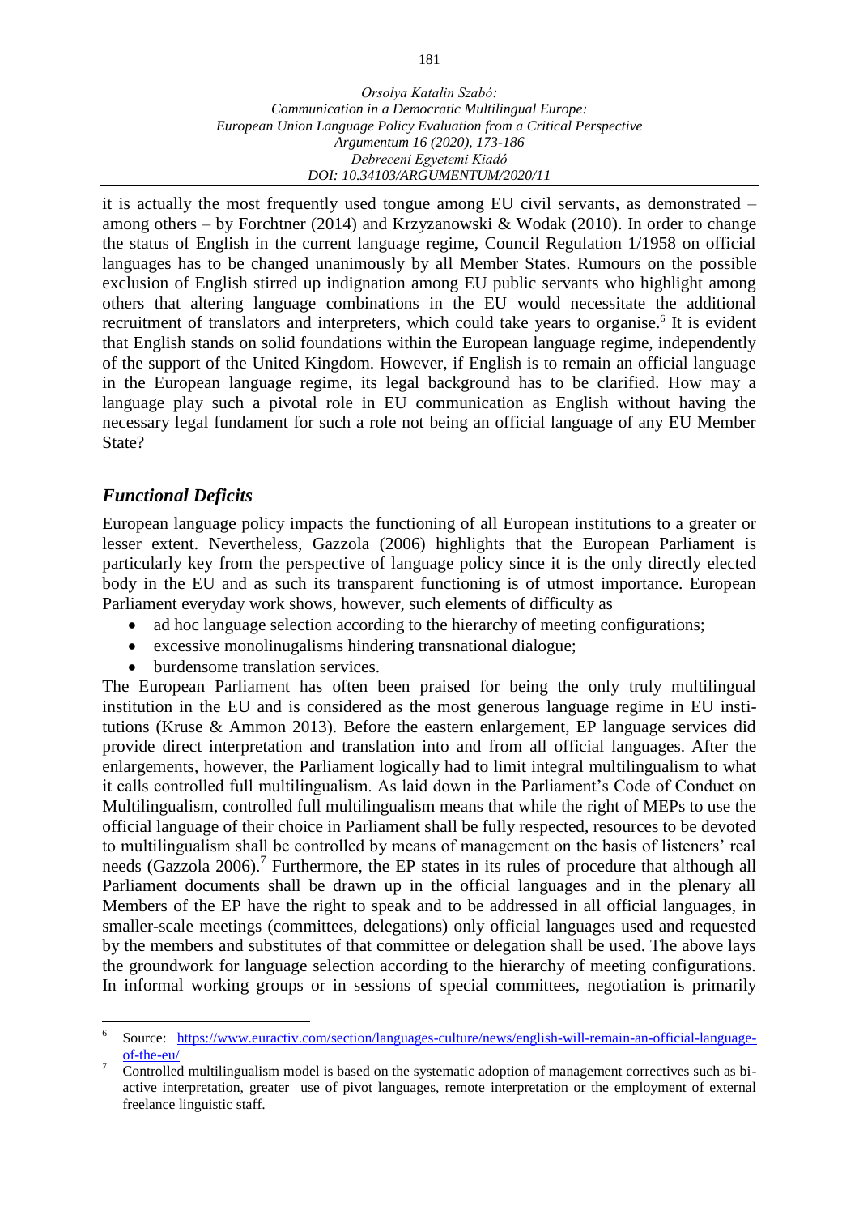it is actually the most frequently used tongue among EU civil servants, as demonstrated – among others – by Forchtner (2014) and Krzyzanowski & Wodak (2010). In order to change the status of English in the current language regime, Council Regulation 1/1958 on official languages has to be changed unanimously by all Member States. Rumours on the possible exclusion of English stirred up indignation among EU public servants who highlight among others that altering language combinations in the EU would necessitate the additional recruitment of translators and interpreters, which could take years to organise.[6] It is evident that English stands on solid foundations within the European language regime, independently of the support of the United Kingdom. However, if English is to remain an official language in the European language regime, its legal background has to be clarified. How may a language play such a pivotal role in EU communication as English without having the necessary legal fundament for such a role not being an official language of any EU Member State?

## *Functional Deficits*

European language policy impacts the functioning of all European institutions to a greater or lesser extent. Nevertheless, Gazzola (2006) highlights that the European Parliament is particularly key from the perspective of language policy since it is the only directly elected body in the EU and as such its transparent functioning is of utmost importance. European Parliament everyday work shows, however, such elements of difficulty as

- ad hoc language selection according to the hierarchy of meeting configurations;
- excessive monolinugalisms hindering transnational dialogue;
- burdensome translation services.

The European Parliament has often been praised for being the only truly multilingual institution in the EU and is considered as the most generous language regime in EU institutions (Kruse & Ammon 2013). Before the eastern enlargement, EP language services did provide direct interpretation and translation into and from all official languages. After the enlargements, however, the Parliament logically had to limit integral multilingualism to what it calls controlled full multilingualism. As laid down in the Parliament's Code of Conduct on Multilingualism, controlled full multilingualism means that while the right of MEPs to use the official language of their choice in Parliament shall be fully respected, resources to be devoted to multilingualism shall be controlled by means of management on the basis of listeners' real needs (Gazzola 2006).[7] Furthermore, the EP states in its rules of procedure that although all Parliament documents shall be drawn up in the official languages and in the plenary all Members of the EP have the right to speak and to be addressed in all official languages, in smaller-scale meetings (committees, delegations) only official languages used and requested by the members and substitutes of that committee or delegation shall be used. The above lays the groundwork for language selection according to the hierarchy of meeting configurations. In informal working groups or in sessions of special committees, negotiation is primarily

---

[6] Source: https://www.euractiv.com/section/languages-culture/news/english-will-remain-an-official-language-of-the-eu/

[7] Controlled multilingualism model is based on the systematic adoption of management correctives such as bi-active interpretation, greater use of pivot languages, remote interpretation or the employment of external freelance linguistic staff.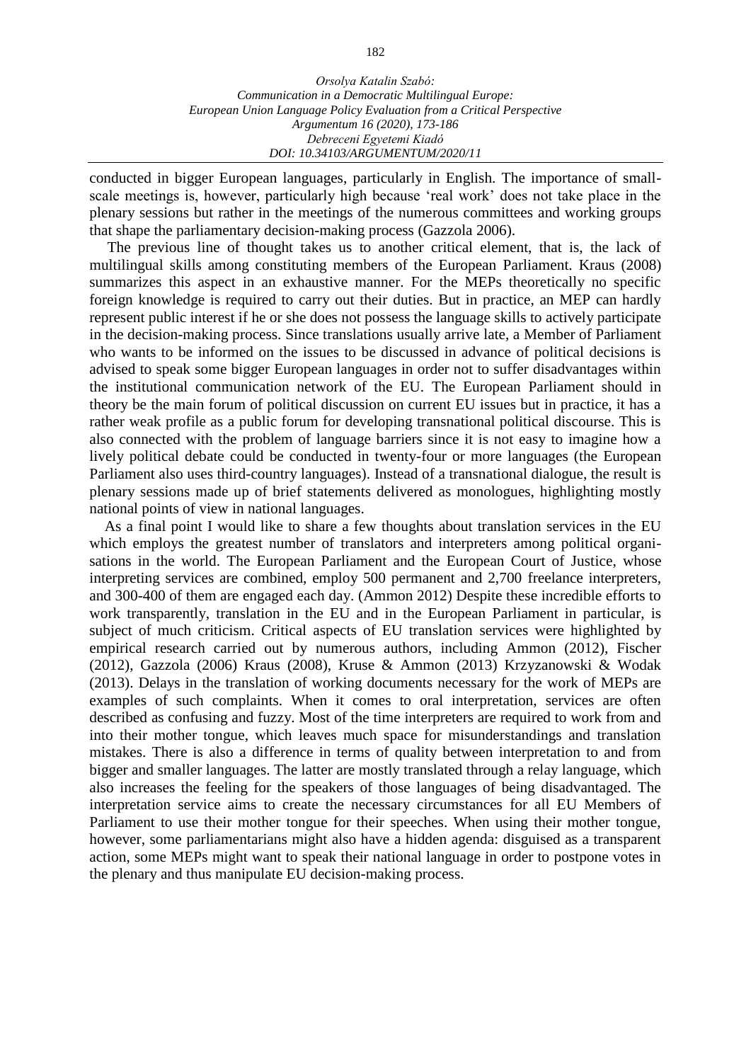conducted in bigger European languages, particularly in English. The importance of small-scale meetings is, however, particularly high because 'real work' does not take place in the plenary sessions but rather in the meetings of the numerous committees and working groups that shape the parliamentary decision-making process (Gazzola 2006).

The previous line of thought takes us to another critical element, that is, the lack of multilingual skills among constituting members of the European Parliament. Kraus (2008) summarizes this aspect in an exhaustive manner. For the MEPs theoretically no specific foreign knowledge is required to carry out their duties. But in practice, an MEP can hardly represent public interest if he or she does not possess the language skills to actively participate in the decision-making process. Since translations usually arrive late, a Member of Parliament who wants to be informed on the issues to be discussed in advance of political decisions is advised to speak some bigger European languages in order not to suffer disadvantages within the institutional communication network of the EU. The European Parliament should in theory be the main forum of political discussion on current EU issues but in practice, it has a rather weak profile as a public forum for developing transnational political discourse. This is also connected with the problem of language barriers since it is not easy to imagine how a lively political debate could be conducted in twenty-four or more languages (the European Parliament also uses third-country languages). Instead of a transnational dialogue, the result is plenary sessions made up of brief statements delivered as monologues, highlighting mostly national points of view in national languages.

As a final point I would like to share a few thoughts about translation services in the EU which employs the greatest number of translators and interpreters among political organisations in the world. The European Parliament and the European Court of Justice, whose interpreting services are combined, employ 500 permanent and 2,700 freelance interpreters, and 300-400 of them are engaged each day. (Ammon 2012) Despite these incredible efforts to work transparently, translation in the EU and in the European Parliament in particular, is subject of much criticism. Critical aspects of EU translation services were highlighted by empirical research carried out by numerous authors, including Ammon (2012), Fischer (2012), Gazzola (2006) Kraus (2008), Kruse & Ammon (2013) Krzyzanowski & Wodak (2013). Delays in the translation of working documents necessary for the work of MEPs are examples of such complaints. When it comes to oral interpretation, services are often described as confusing and fuzzy. Most of the time interpreters are required to work from and into their mother tongue, which leaves much space for misunderstandings and translation mistakes. There is also a difference in terms of quality between interpretation to and from bigger and smaller languages. The latter are mostly translated through a relay language, which also increases the feeling for the speakers of those languages of being disadvantaged. The interpretation service aims to create the necessary circumstances for all EU Members of Parliament to use their mother tongue for their speeches. When using their mother tongue, however, some parliamentarians might also have a hidden agenda: disguised as a transparent action, some MEPs might want to speak their national language in order to postpone votes in the plenary and thus manipulate EU decision-making process.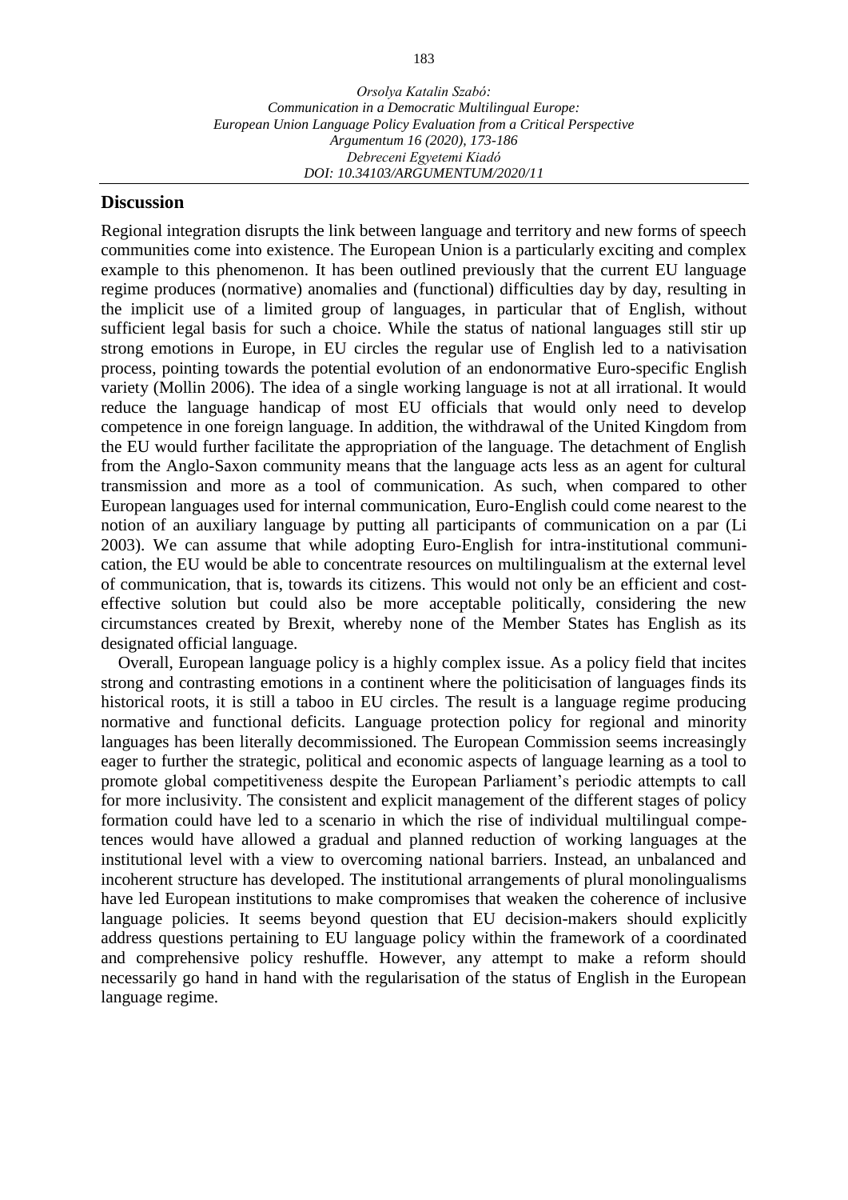## Discussion

Regional integration disrupts the link between language and territory and new forms of speech communities come into existence. The European Union is a particularly exciting and complex example to this phenomenon. It has been outlined previously that the current EU language regime produces (normative) anomalies and (functional) difficulties day by day, resulting in the implicit use of a limited group of languages, in particular that of English, without sufficient legal basis for such a choice. While the status of national languages still stir up strong emotions in Europe, in EU circles the regular use of English led to a nativisation process, pointing towards the potential evolution of an endonormative Euro-specific English variety (Mollin 2006). The idea of a single working language is not at all irrational. It would reduce the language handicap of most EU officials that would only need to develop competence in one foreign language. In addition, the withdrawal of the United Kingdom from the EU would further facilitate the appropriation of the language. The detachment of English from the Anglo-Saxon community means that the language acts less as an agent for cultural transmission and more as a tool of communication. As such, when compared to other European languages used for internal communication, Euro-English could come nearest to the notion of an auxiliary language by putting all participants of communication on a par (Li 2003). We can assume that while adopting Euro-English for intra-institutional communication, the EU would be able to concentrate resources on multilingualism at the external level of communication, that is, towards its citizens. This would not only be an efficient and cost-effective solution but could also be more acceptable politically, considering the new circumstances created by Brexit, whereby none of the Member States has English as its designated official language.

Overall, European language policy is a highly complex issue. As a policy field that incites strong and contrasting emotions in a continent where the politicisation of languages finds its historical roots, it is still a taboo in EU circles. The result is a language regime producing normative and functional deficits. Language protection policy for regional and minority languages has been literally decommissioned. The European Commission seems increasingly eager to further the strategic, political and economic aspects of language learning as a tool to promote global competitiveness despite the European Parliament's periodic attempts to call for more inclusivity. The consistent and explicit management of the different stages of policy formation could have led to a scenario in which the rise of individual multilingual competences would have allowed a gradual and planned reduction of working languages at the institutional level with a view to overcoming national barriers. Instead, an unbalanced and incoherent structure has developed. The institutional arrangements of plural monolingualisms have led European institutions to make compromises that weaken the coherence of inclusive language policies. It seems beyond question that EU decision-makers should explicitly address questions pertaining to EU language policy within the framework of a coordinated and comprehensive policy reshuffle. However, any attempt to make a reform should necessarily go hand in hand with the regularisation of the status of English in the European language regime.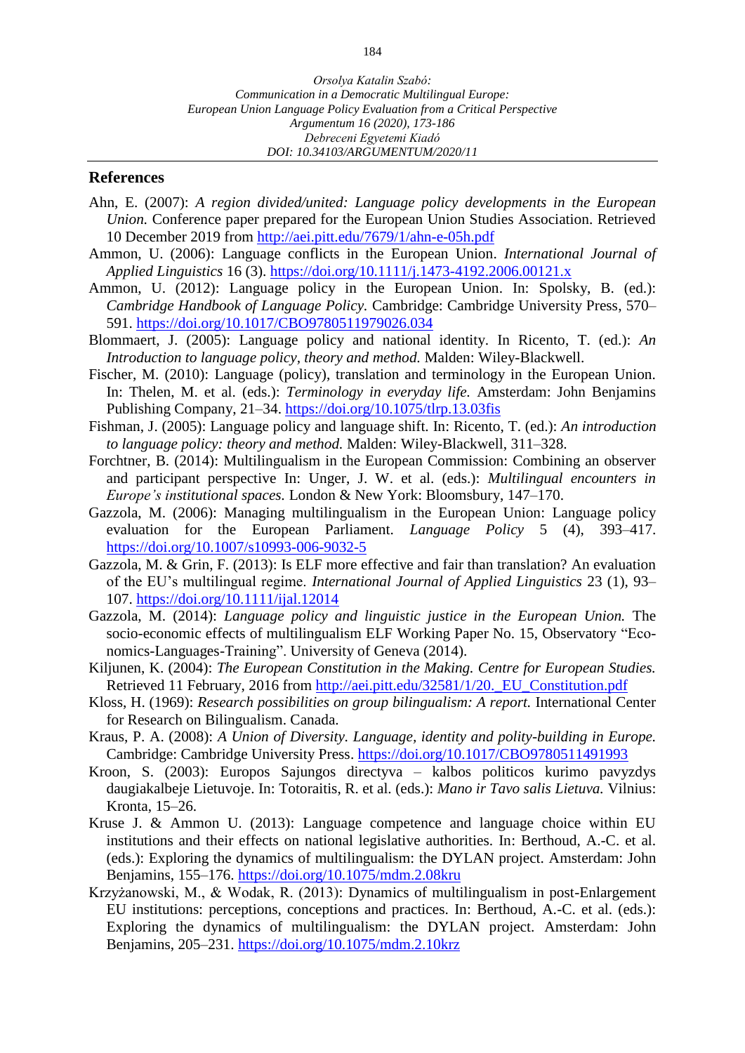## References

Ahn, E. (2007): *A region divided/united: Language policy developments in the European Union.* Conference paper prepared for the European Union Studies Association. Retrieved 10 December 2019 from http://aei.pitt.edu/7679/1/ahn-e-05h.pdf

Ammon, U. (2006): Language conflicts in the European Union. *International Journal of Applied Linguistics* 16 (3). https://doi.org/10.1111/j.1473-4192.2006.00121.x

Ammon, U. (2012): Language policy in the European Union. In: Spolsky, B. (ed.): *Cambridge Handbook of Language Policy.* Cambridge: Cambridge University Press, 570–591. https://doi.org/10.1017/CBO9780511979026.034

Blommaert, J. (2005): Language policy and national identity. In Ricento, T. (ed.): *An Introduction to language policy, theory and method.* Malden: Wiley-Blackwell.

Fischer, M. (2010): Language (policy), translation and terminology in the European Union. In: Thelen, M. et al. (eds.): *Terminology in everyday life.* Amsterdam: John Benjamins Publishing Company, 21–34. https://doi.org/10.1075/tlrp.13.03fis

Fishman, J. (2005): Language policy and language shift. In: Ricento, T. (ed.): *An introduction to language policy: theory and method.* Malden: Wiley-Blackwell, 311–328.

Forchtner, B. (2014): Multilingualism in the European Commission: Combining an observer and participant perspective In: Unger, J. W. et al. (eds.): *Multilingual encounters in Europe's institutional spaces.* London & New York: Bloomsbury, 147–170.

Gazzola, M. (2006): Managing multilingualism in the European Union: Language policy evaluation for the European Parliament. *Language Policy* 5 (4), 393–417. https://doi.org/10.1007/s10993-006-9032-5

Gazzola, M. & Grin, F. (2013): Is ELF more effective and fair than translation? An evaluation of the EU's multilingual regime. *International Journal of Applied Linguistics* 23 (1), 93–107. https://doi.org/10.1111/ijal.12014

Gazzola, M. (2014): *Language policy and linguistic justice in the European Union.* The socio-economic effects of multilingualism ELF Working Paper No. 15, Observatory "Economics-Languages-Training". University of Geneva (2014).

Kiljunen, K. (2004): *The European Constitution in the Making. Centre for European Studies.* Retrieved 11 February, 2016 from http://aei.pitt.edu/32581/1/20._EU_Constitution.pdf

Kloss, H. (1969): *Research possibilities on group bilingualism: A report.* International Center for Research on Bilingualism. Canada.

Kraus, P. A. (2008): *A Union of Diversity. Language, identity and polity-building in Europe.* Cambridge: Cambridge University Press. https://doi.org/10.1017/CBO9780511491993

Kroon, S. (2003): Europos Sajungos directyva – kalbos politicos kurimo pavyzdys daugiakalbeje Lietuvoje. In: Totoraitis, R. et al. (eds.): *Mano ir Tavo salis Lietuva.* Vilnius: Kronta, 15–26.

Kruse J. & Ammon U. (2013): Language competence and language choice within EU institutions and their effects on national legislative authorities. In: Berthoud, A.-C. et al. (eds.): Exploring the dynamics of multilingualism: the DYLAN project. Amsterdam: John Benjamins, 155–176. https://doi.org/10.1075/mdm.2.08kru

Krzyżanowski, M., & Wodak, R. (2013): Dynamics of multilingualism in post-Enlargement EU institutions: perceptions, conceptions and practices. In: Berthoud, A.-C. et al. (eds.): Exploring the dynamics of multilingualism: the DYLAN project. Amsterdam: John Benjamins, 205–231. https://doi.org/10.1075/mdm.2.10krz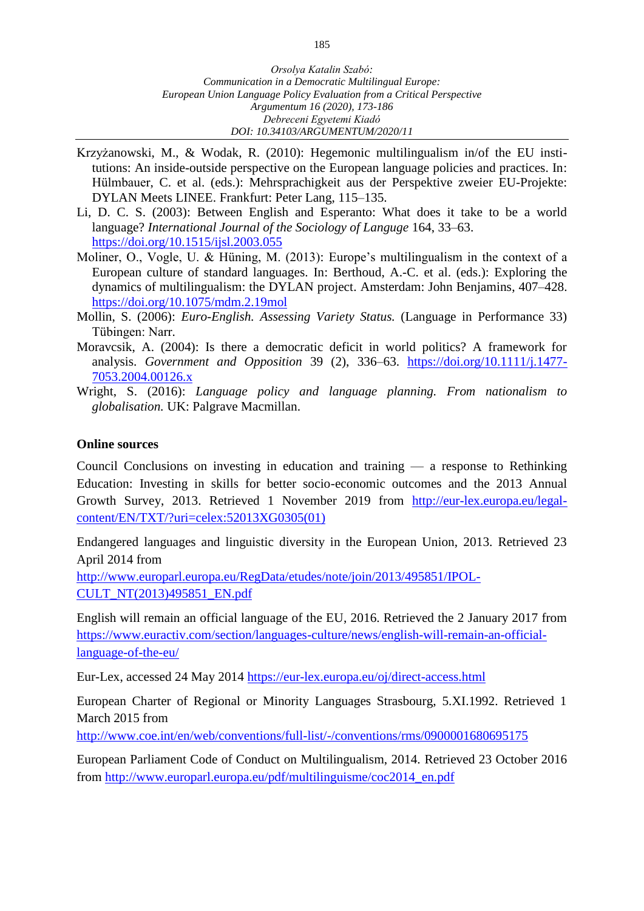Krzyżanowski, M., & Wodak, R. (2010): Hegemonic multilingualism in/of the EU institutions: An inside-outside perspective on the European language policies and practices. In: Hülmbauer, C. et al. (eds.): Mehrsprachigkeit aus der Perspektive zweier EU-Projekte: DYLAN Meets LINEE. Frankfurt: Peter Lang, 115–135.

Li, D. C. S. (2003): Between English and Esperanto: What does it take to be a world language? *International Journal of the Sociology of Languge* 164, 33–63. https://doi.org/10.1515/ijsl.2003.055

Moliner, O., Vogle, U. & Hüning, M. (2013): Europe's multilingualism in the context of a European culture of standard languages. In: Berthoud, A.-C. et al. (eds.): Exploring the dynamics of multilingualism: the DYLAN project. Amsterdam: John Benjamins, 407–428. https://doi.org/10.1075/mdm.2.19mol

Mollin, S. (2006): *Euro-English. Assessing Variety Status.* (Language in Performance 33) Tübingen: Narr.

Moravcsik, A. (2004): Is there a democratic deficit in world politics? A framework for analysis. *Government and Opposition* 39 (2), 336–63. https://doi.org/10.1111/j.1477-7053.2004.00126.x

Wright, S. (2016): *Language policy and language planning. From nationalism to globalisation.* UK: Palgrave Macmillan.

**Online sources**

Council Conclusions on investing in education and training — a response to Rethinking Education: Investing in skills for better socio-economic outcomes and the 2013 Annual Growth Survey, 2013. Retrieved 1 November 2019 from http://eur-lex.europa.eu/legal-content/EN/TXT/?uri=celex:52013XG0305(01)

Endangered languages and linguistic diversity in the European Union, 2013. Retrieved 23 April 2014 from http://www.europarl.europa.eu/RegData/etudes/note/join/2013/495851/IPOL-CULT_NT(2013)495851_EN.pdf

English will remain an official language of the EU, 2016. Retrieved the 2 January 2017 from https://www.euractiv.com/section/languages-culture/news/english-will-remain-an-official-language-of-the-eu/

Eur-Lex, accessed 24 May 2014 https://eur-lex.europa.eu/oj/direct-access.html

European Charter of Regional or Minority Languages Strasbourg, 5.XI.1992. Retrieved 1 March 2015 from http://www.coe.int/en/web/conventions/full-list/-/conventions/rms/0900001680695175

European Parliament Code of Conduct on Multilingualism, 2014. Retrieved 23 October 2016 from http://www.europarl.europa.eu/pdf/multilinguisme/coc2014_en.pdf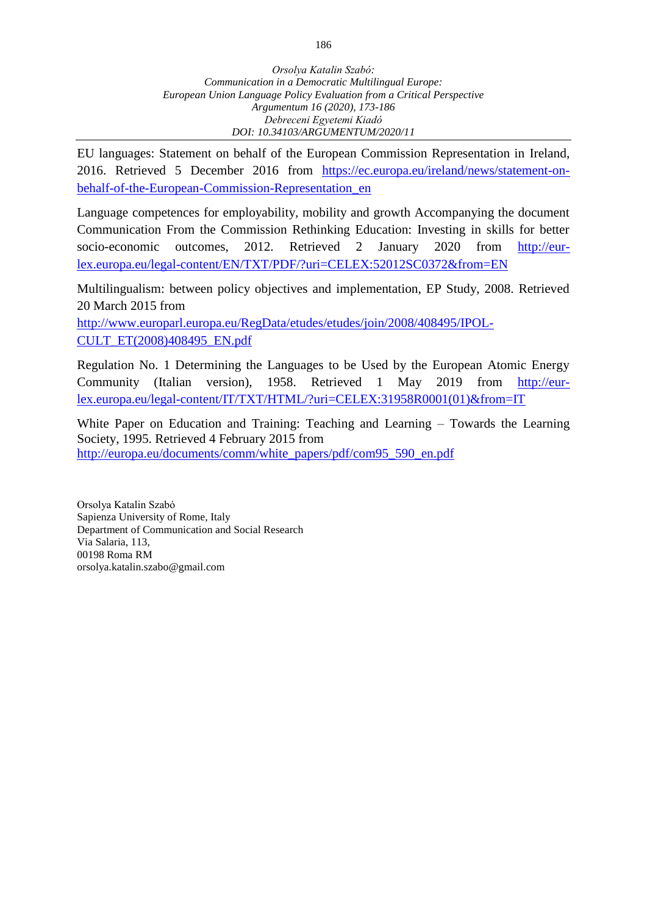EU languages: Statement on behalf of the European Commission Representation in Ireland, 2016. Retrieved 5 December 2016 from https://ec.europa.eu/ireland/news/statement-on-behalf-of-the-European-Commission-Representation_en

Language competences for employability, mobility and growth Accompanying the document Communication From the Commission Rethinking Education: Investing in skills for better socio-economic outcomes, 2012. Retrieved 2 January 2020 from http://eur-lex.europa.eu/legal-content/EN/TXT/PDF/?uri=CELEX:52012SC0372&from=EN

Multilingualism: between policy objectives and implementation, EP Study, 2008. Retrieved 20 March 2015 from http://www.europarl.europa.eu/RegData/etudes/etudes/join/2008/408495/IPOL-CULT_ET(2008)408495_EN.pdf

Regulation No. 1 Determining the Languages to be Used by the European Atomic Energy Community (Italian version), 1958. Retrieved 1 May 2019 from http://eur-lex.europa.eu/legal-content/IT/TXT/HTML/?uri=CELEX:31958R0001(01)&from=IT

White Paper on Education and Training: Teaching and Learning – Towards the Learning Society, 1995. Retrieved 4 February 2015 from http://europa.eu/documents/comm/white_papers/pdf/com95_590_en.pdf

Orsolya Katalin Szabó
Sapienza University of Rome, Italy
Department of Communication and Social Research
Via Salaria, 113,
00198 Roma RM
orsolya.katalin.szabo@gmail.com